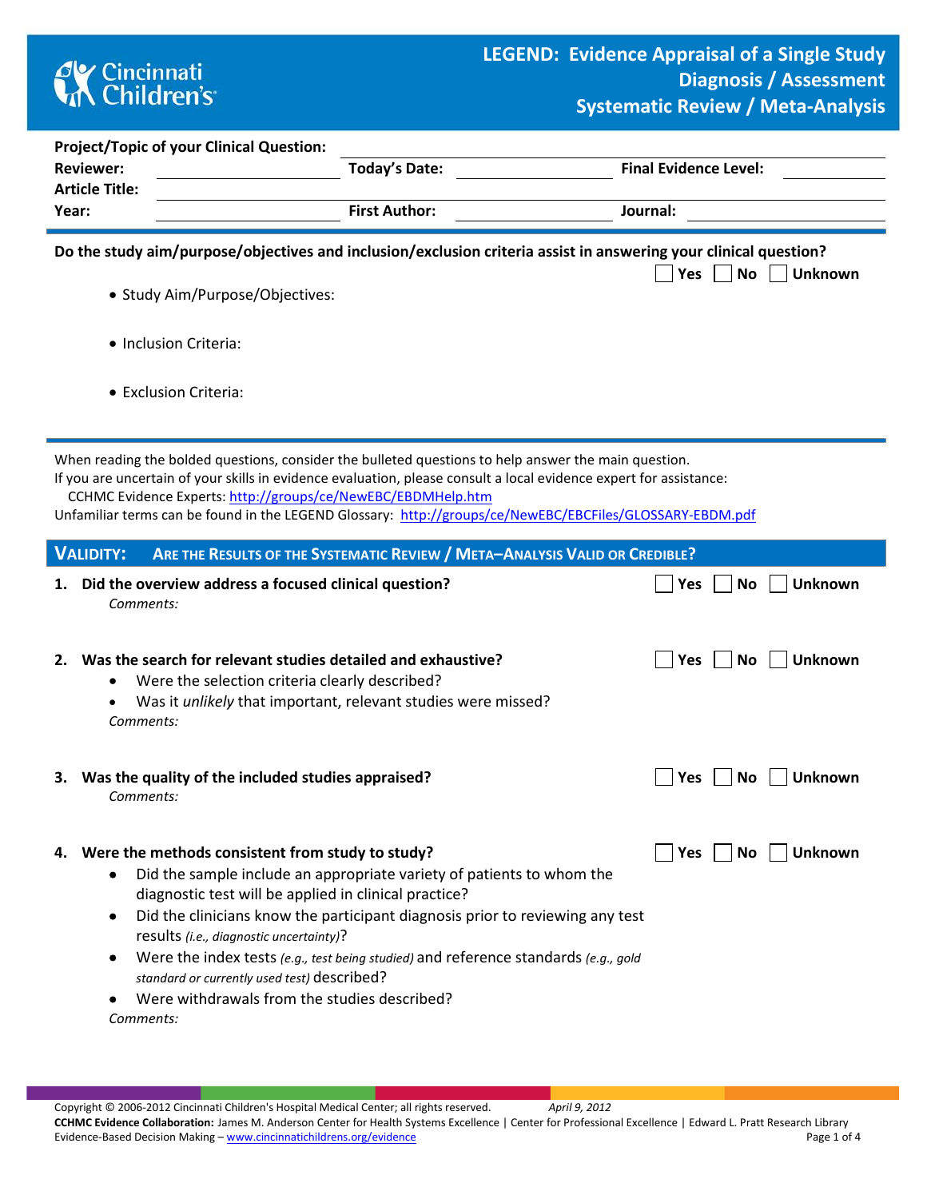# LEGEND: Evidence Appraisal of a Single Study
## Diagnosis / Assessment
## Systematic Review / Meta-Analysis

**Project/Topic of your Clinical Question:** ______________________

**Reviewer:** ______________ **Today's Date:** ______________ **Final Evidence Level:** ______________

**Article Title:** ______________________

**Year:** ______________ **First Author:** ______________ **Journal:** ______________

---

**Do the study aim/purpose/objectives and inclusion/exclusion criteria assist in answering your clinical question?** ☐ Yes ☐ No ☐ Unknown

- Study Aim/Purpose/Objectives:
- Inclusion Criteria:
- Exclusion Criteria:

---

When reading the bolded questions, consider the bulleted questions to help answer the main question.
If you are uncertain of your skills in evidence evaluation, please consult a local evidence expert for assistance:
CCHMC Evidence Experts: http://groups/ce/NewEBC/EBDMHelp.htm
Unfamiliar terms can be found in the LEGEND Glossary: http://groups/ce/NewEBC/EBCFiles/GLOSSARY-EBDM.pdf

## VALIDITY: ARE THE RESULTS OF THE SYSTEMATIC REVIEW / META–ANALYSIS VALID OR CREDIBLE?

1. **Did the overview address a focused clinical question?** ☐ Yes ☐ No ☐ Unknown
   *Comments:*

2. **Was the search for relevant studies detailed and exhaustive?** ☐ Yes ☐ No ☐ Unknown
   - Were the selection criteria clearly described?
   - Was it *unlikely* that important, relevant studies were missed?

   *Comments:*

3. **Was the quality of the included studies appraised?** ☐ Yes ☐ No ☐ Unknown
   *Comments:*

4. **Were the methods consistent from study to study?** ☐ Yes ☐ No ☐ Unknown
   - Did the sample include an appropriate variety of patients to whom the diagnostic test will be applied in clinical practice?
   - Did the clinicians know the participant diagnosis prior to reviewing any test results *(i.e., diagnostic uncertainty)*?
   - Were the index tests *(e.g., test being studied)* and reference standards *(e.g., gold standard or currently used test)* described?
   - Were withdrawals from the studies described?

   *Comments:*

Copyright © 2006-2012 Cincinnati Children's Hospital Medical Center; all rights reserved. *April 9, 2012*
**CCHMC Evidence Collaboration:** James M. Anderson Center for Health Systems Excellence | Center for Professional Excellence | Edward L. Pratt Research Library
Evidence-Based Decision Making – www.cincinnatichildrens.org/evidence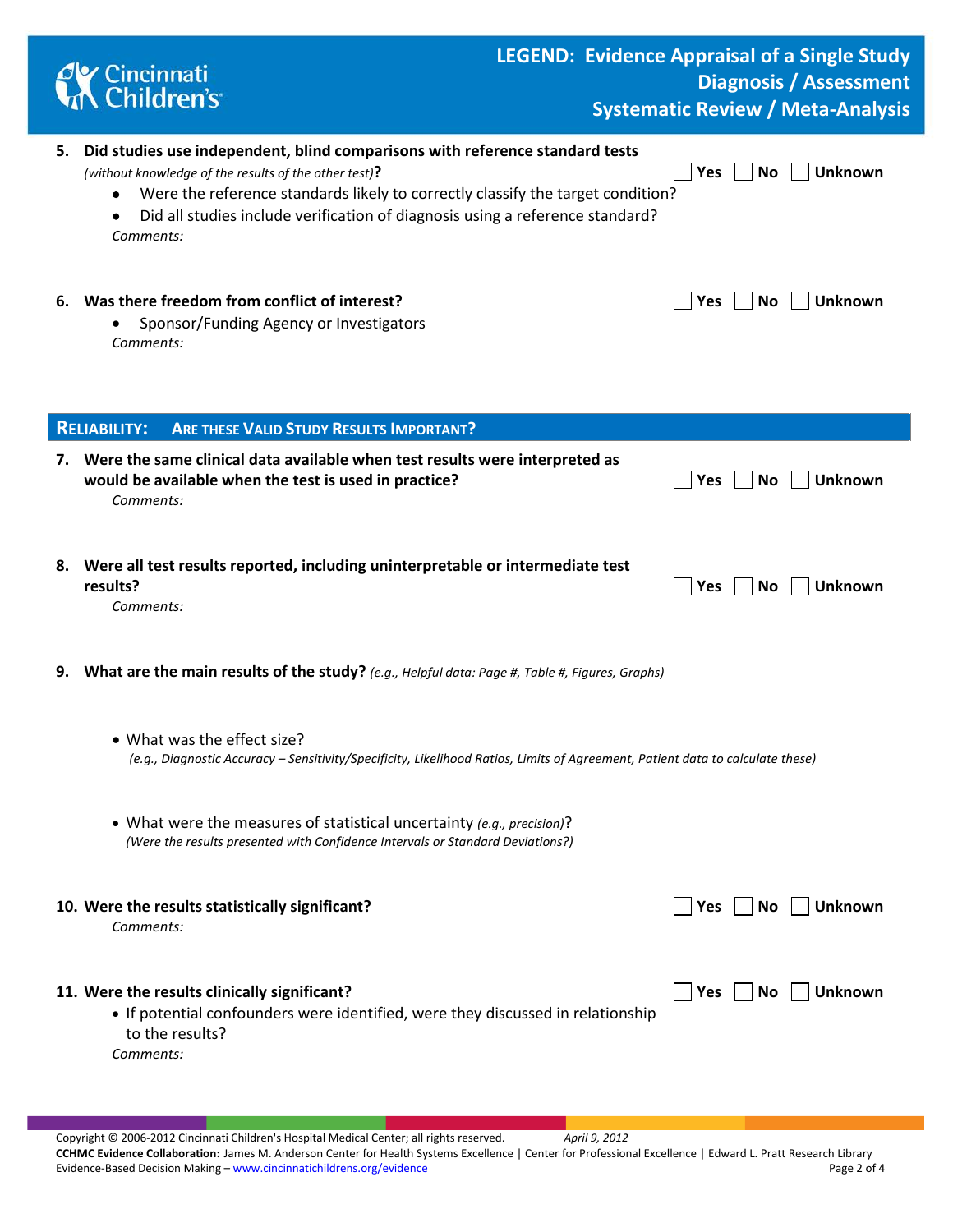**5. Did studies use independent, blind comparisons with reference standard tests** *(without knowledge of the results of the other test)***?** ☐ Yes ☐ No ☐ Unknown

- Were the reference standards likely to correctly classify the target condition?
- Did all studies include verification of diagnosis using a reference standard?

*Comments:*

**6. Was there freedom from conflict of interest?** ☐ Yes ☐ No ☐ Unknown

- Sponsor/Funding Agency or Investigators

*Comments:*

## RELIABILITY: ARE THESE VALID STUDY RESULTS IMPORTANT?

**7. Were the same clinical data available when test results were interpreted as would be available when the test is used in practice?** ☐ Yes ☐ No ☐ Unknown

*Comments:*

**8. Were all test results reported, including uninterpretable or intermediate test results?** ☐ Yes ☐ No ☐ Unknown

*Comments:*

**9. What are the main results of the study?** *(e.g., Helpful data: Page #, Table #, Figures, Graphs)*

- What was the effect size?
  *(e.g., Diagnostic Accuracy – Sensitivity/Specificity, Likelihood Ratios, Limits of Agreement, Patient data to calculate these)*

- What were the measures of statistical uncertainty *(e.g., precision)*?
  *(Were the results presented with Confidence Intervals or Standard Deviations?)*

**10. Were the results statistically significant?** ☐ Yes ☐ No ☐ Unknown

*Comments:*

**11. Were the results clinically significant?** ☐ Yes ☐ No ☐ Unknown

- If potential confounders were identified, were they discussed in relationship to the results?

*Comments:*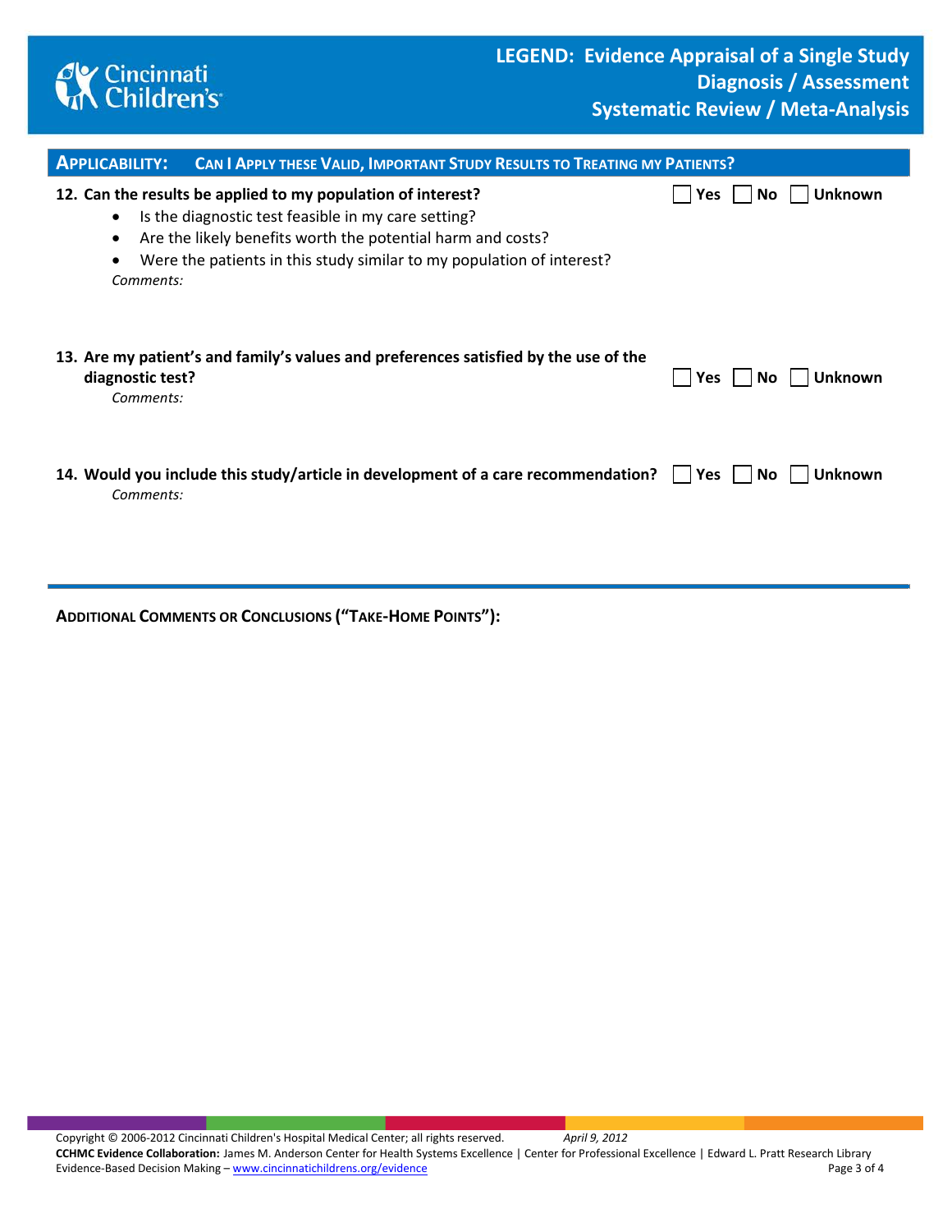## Applicability: Can I Apply these Valid, Important Study Results to Treating my Patients?

**12. Can the results be applied to my population of interest?** ☐ Yes ☐ No ☐ Unknown

- Is the diagnostic test feasible in my care setting?
- Are the likely benefits worth the potential harm and costs?
- Were the patients in this study similar to my population of interest?

*Comments:*

**13. Are my patient's and family's values and preferences satisfied by the use of the diagnostic test?** ☐ Yes ☐ No ☐ Unknown

*Comments:*

**14. Would you include this study/article in development of a care recommendation?** ☐ Yes ☐ No ☐ Unknown

*Comments:*

---

**Additional Comments or Conclusions ("Take-Home Points"):**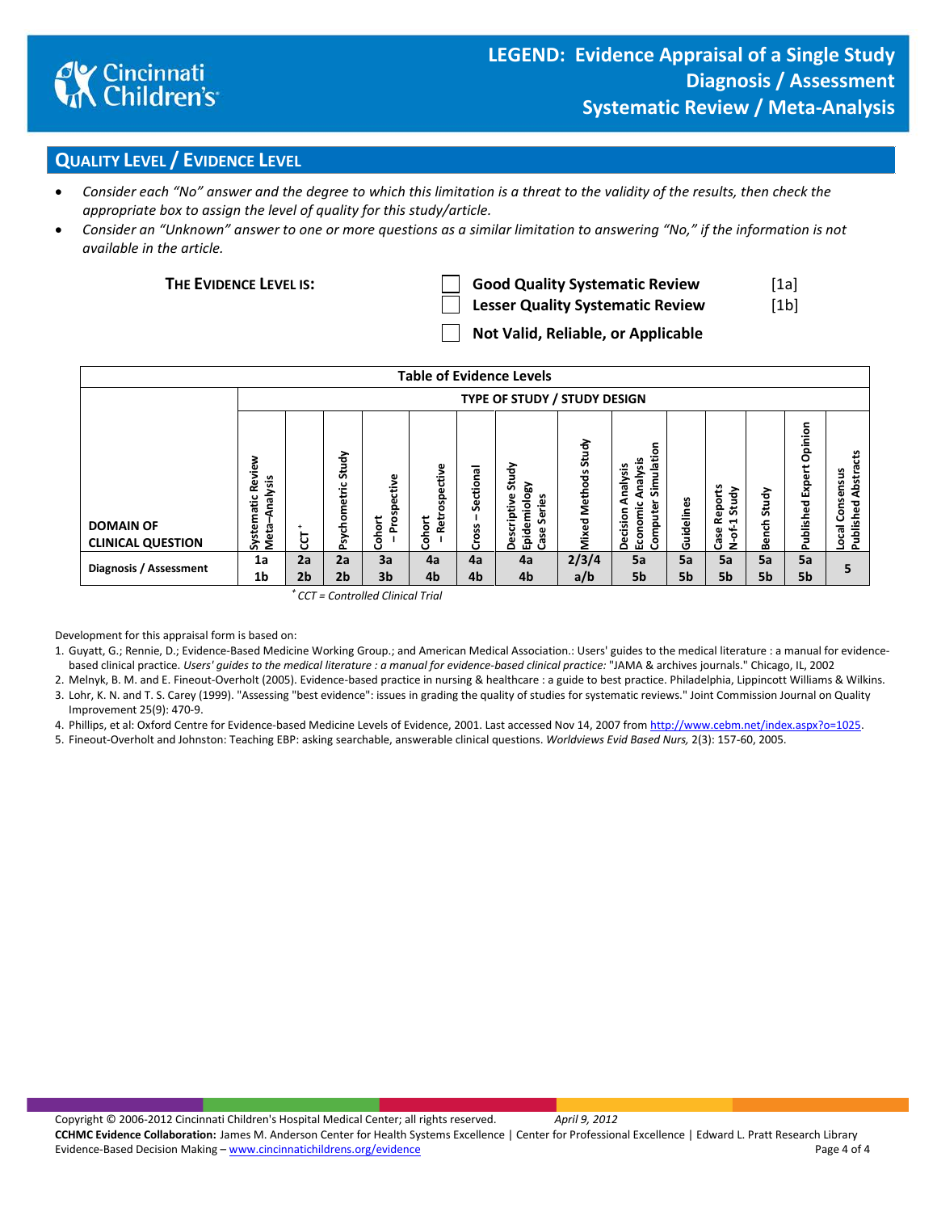# LEGEND: Evidence Appraisal of a Single Study
## Diagnosis / Assessment
## Systematic Review / Meta-Analysis

## QUALITY LEVEL / EVIDENCE LEVEL

- *Consider each "No" answer and the degree to which this limitation is a threat to the validity of the results, then check the appropriate box to assign the level of quality for this study/article.*
- *Consider an "Unknown" answer to one or more questions as a similar limitation to answering "No," if the information is not available in the article.*

**THE EVIDENCE LEVEL IS:**

- ☐ **Good Quality Systematic Review** [1a]
- ☐ **Lesser Quality Systematic Review** [1b]
- ☐ **Not Valid, Reliable, or Applicable**

**Table of Evidence Levels**

| DOMAIN OF CLINICAL QUESTION | TYPE OF STUDY / STUDY DESIGN | | | | | | | | | | | | | |
|---|---|---|---|---|---|---|---|---|---|---|---|---|---|---|
| | Systematic Review Meta–Analysis | CCT[+] | Psychometric Study | Cohort – Prospective | Cohort – Retrospective | Cross – Sectional | Descriptive Study Epidemiology Case Series | Mixed Methods Study | Decision Analysis Economic Analysis Computer Simulation | Guidelines | Case Reports N-of-1 Study | Bench Study | Published Expert Opinion | Local Consensus Published Abstracts |
| Diagnosis / Assessment | 1a 1b | 2a 2b | 2a 2b | 3a 3b | 4a 4b | 4a 4b | 4a 4b | 2/3/4 a/b | 5a 5b | 5a 5b | 5a 5b | 5a 5b | 5a 5b | 5 |

*[+] CCT = Controlled Clinical Trial*

Development for this appraisal form is based on:

1. Guyatt, G.; Rennie, D.; Evidence-Based Medicine Working Group.; and American Medical Association.: Users' guides to the medical literature : a manual for evidence-based clinical practice. *Users' guides to the medical literature : a manual for evidence-based clinical practice:* "JAMA & archives journals." Chicago, IL, 2002
2. Melnyk, B. M. and E. Fineout-Overholt (2005). Evidence-based practice in nursing & healthcare : a guide to best practice. Philadelphia, Lippincott Williams & Wilkins.
3. Lohr, K. N. and T. S. Carey (1999). "Assessing "best evidence": issues in grading the quality of studies for systematic reviews." Joint Commission Journal on Quality Improvement 25(9): 470-9.
4. Phillips, et al: Oxford Centre for Evidence-based Medicine Levels of Evidence, 2001. Last accessed Nov 14, 2007 from http://www.cebm.net/index.aspx?o=1025.
5. Fineout-Overholt and Johnston: Teaching EBP: asking searchable, answerable clinical questions. *Worldviews Evid Based Nurs,* 2(3): 157-60, 2005.

Copyright © 2006-2012 Cincinnati Children's Hospital Medical Center; all rights reserved. *April 9, 2012*

**CCHMC Evidence Collaboration:** James M. Anderson Center for Health Systems Excellence | Center for Professional Excellence | Edward L. Pratt Research Library

Evidence-Based Decision Making – www.cincinnatichildrens.org/evidence